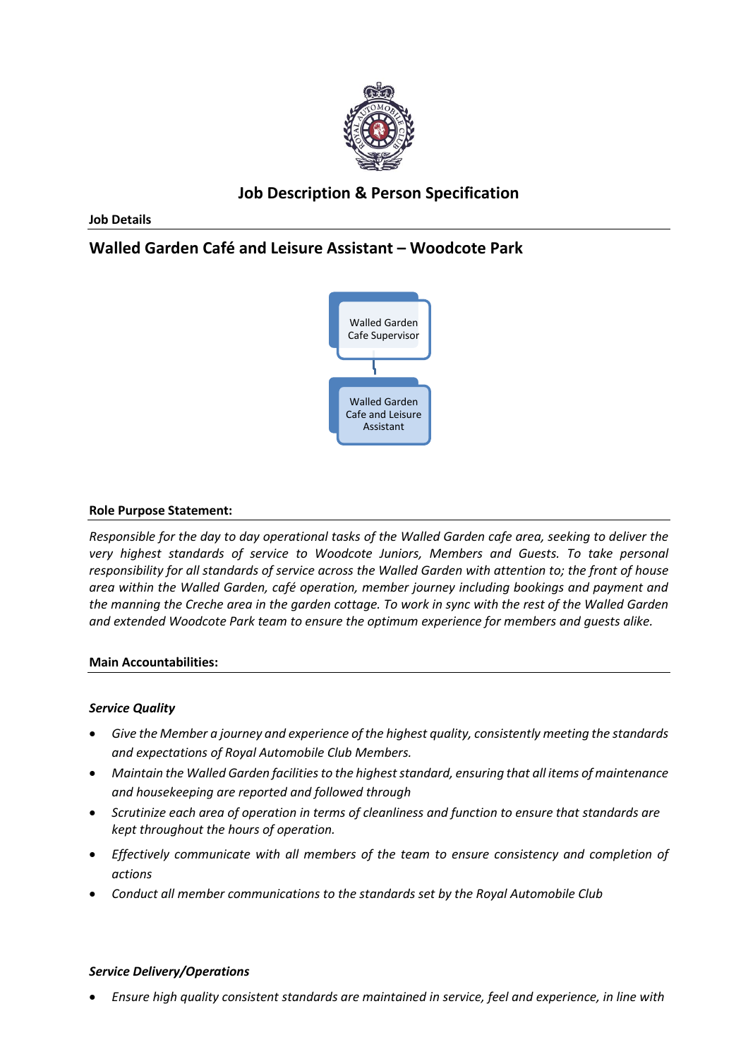# Job Description & Person Specification

**Job Details**

## Walled Garden Café and Leisure Assistant – Woodcote Park

Walled Garden Cafe Supervisor

Walled Garden Cafe and Leisure Assistant

**Role Purpose Statement:**

*Responsible for the day to day operational tasks of the Walled Garden cafe area, seeking to deliver the very highest standards of service to Woodcote Juniors, Members and Guests. To take personal responsibility for all standards of service across the Walled Garden with attention to; the front of house area within the Walled Garden, café operation, member journey including bookings and payment and the manning the Creche area in the garden cottage. To work in sync with the rest of the Walled Garden and extended Woodcote Park team to ensure the optimum experience for members and guests alike.*

**Main Accountabilities:**

***Service Quality***

- *Give the Member a journey and experience of the highest quality, consistently meeting the standards and expectations of Royal Automobile Club Members.*
- *Maintain the Walled Garden facilities to the highest standard, ensuring that all items of maintenance and housekeeping are reported and followed through*
- *Scrutinize each area of operation in terms of cleanliness and function to ensure that standards are kept throughout the hours of operation.*
- *Effectively communicate with all members of the team to ensure consistency and completion of actions*
- *Conduct all member communications to the standards set by the Royal Automobile Club*

***Service Delivery/Operations***

- *Ensure high quality consistent standards are maintained in service, feel and experience, in line with*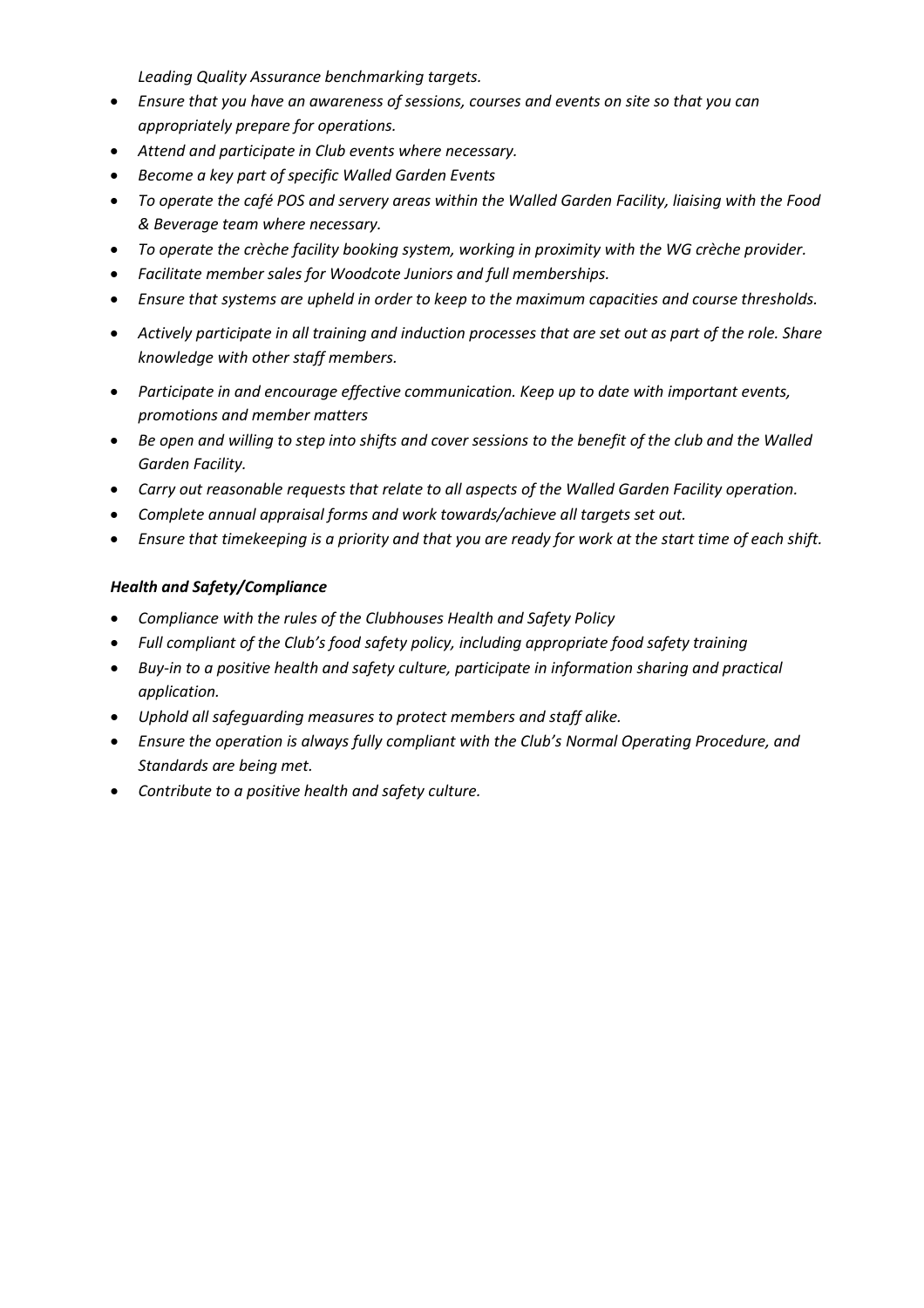*Leading Quality Assurance benchmarking targets.*

- *Ensure that you have an awareness of sessions, courses and events on site so that you can appropriately prepare for operations.*
- *Attend and participate in Club events where necessary.*
- *Become a key part of specific Walled Garden Events*
- *To operate the café POS and servery areas within the Walled Garden Facility, liaising with the Food & Beverage team where necessary.*
- *To operate the crèche facility booking system, working in proximity with the WG crèche provider.*
- *Facilitate member sales for Woodcote Juniors and full memberships.*
- *Ensure that systems are upheld in order to keep to the maximum capacities and course thresholds.*
- *Actively participate in all training and induction processes that are set out as part of the role. Share knowledge with other staff members.*
- *Participate in and encourage effective communication. Keep up to date with important events, promotions and member matters*
- *Be open and willing to step into shifts and cover sessions to the benefit of the club and the Walled Garden Facility.*
- *Carry out reasonable requests that relate to all aspects of the Walled Garden Facility operation.*
- *Complete annual appraisal forms and work towards/achieve all targets set out.*
- *Ensure that timekeeping is a priority and that you are ready for work at the start time of each shift.*

***Health and Safety/Compliance***

- *Compliance with the rules of the Clubhouses Health and Safety Policy*
- *Full compliant of the Club's food safety policy, including appropriate food safety training*
- *Buy-in to a positive health and safety culture, participate in information sharing and practical application.*
- *Uphold all safeguarding measures to protect members and staff alike.*
- *Ensure the operation is always fully compliant with the Club's Normal Operating Procedure, and Standards are being met.*
- *Contribute to a positive health and safety culture.*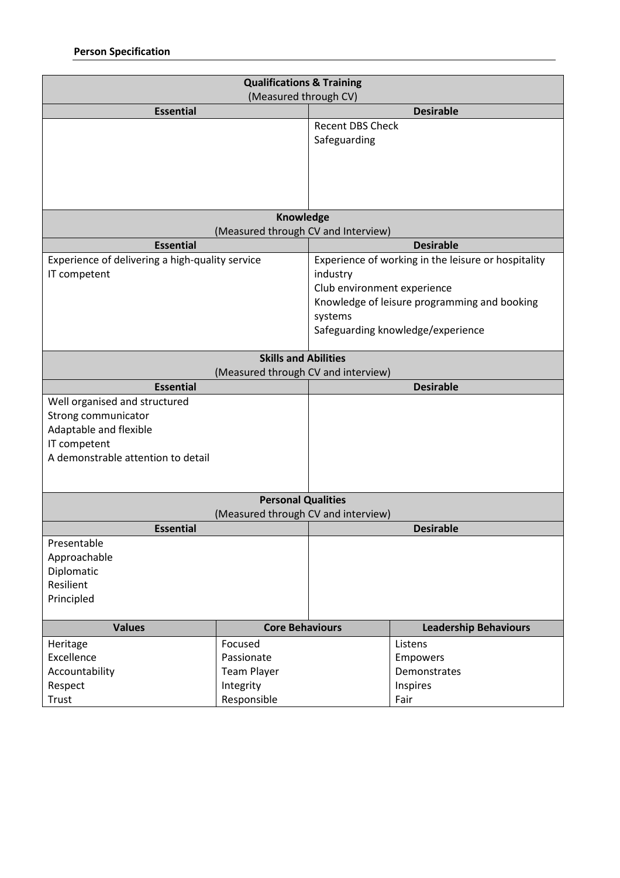## Person Specification

| Qualifications & Training (Measured through CV) | |
|---|---|
| **Essential** | **Desirable** |
| | Recent DBS Check<br>Safeguarding |

| Knowledge (Measured through CV and Interview) | |
|---|---|
| **Essential** | **Desirable** |
| Experience of delivering a high-quality service<br>IT competent | Experience of working in the leisure or hospitality industry<br>Club environment experience<br>Knowledge of leisure programming and booking systems<br>Safeguarding knowledge/experience |

| Skills and Abilities (Measured through CV and interview) | |
|---|---|
| **Essential** | **Desirable** |
| Well organised and structured<br>Strong communicator<br>Adaptable and flexible<br>IT competent<br>A demonstrable attention to detail | |

| Personal Qualities (Measured through CV and interview) | |
|---|---|
| **Essential** | **Desirable** |
| Presentable<br>Approachable<br>Diplomatic<br>Resilient<br>Principled | |

| Values | Core Behaviours | Leadership Behaviours |
|---|---|---|
| Heritage | Focused | Listens |
| Excellence | Passionate | Empowers |
| Accountability | Team Player | Demonstrates |
| Respect | Integrity | Inspires |
| Trust | Responsible | Fair |